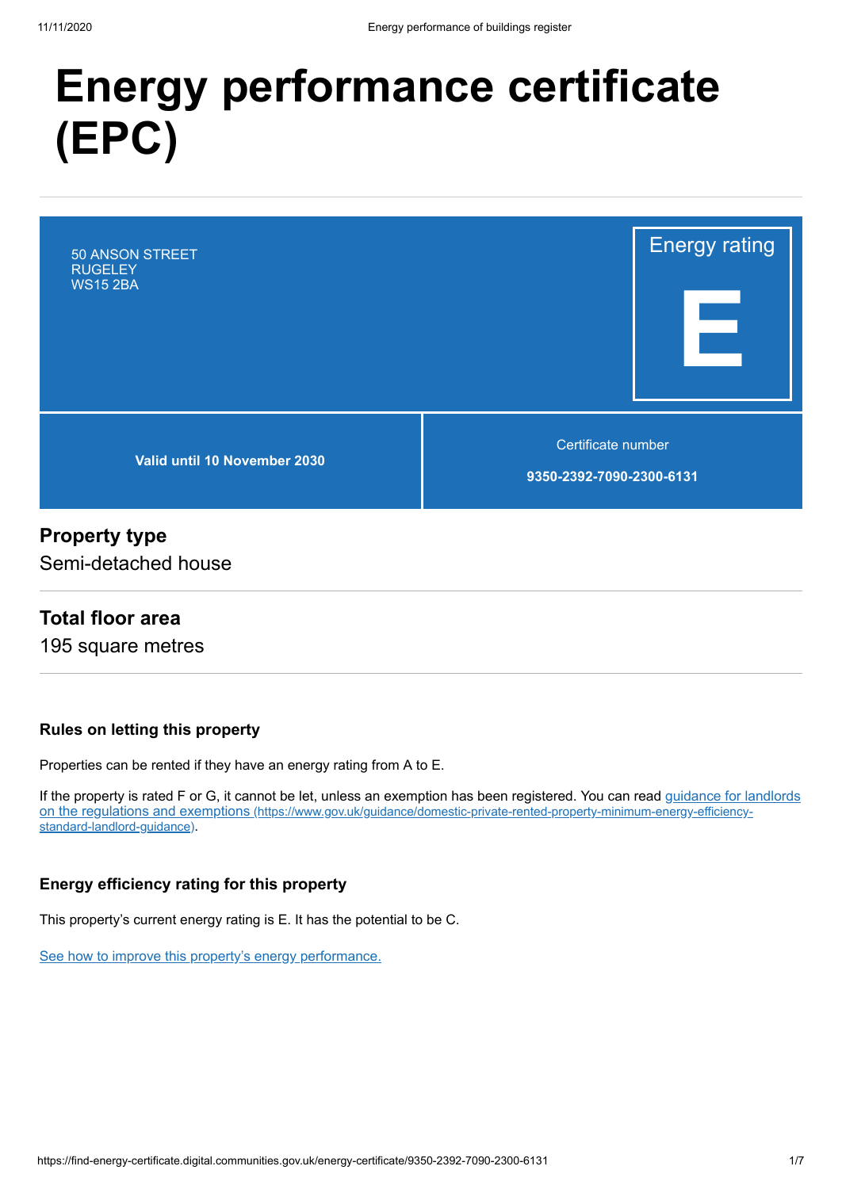# Energy performance certificate (EPC)

50 ANSON STREET
RUGELEY
WS15 2BA

Energy rating

**E**

**Valid until 10 November 2030**

Certificate number

**9350-2392-7090-2300-6131**

## Property type

Semi-detached house

## Total floor area

195 square metres

### Rules on letting this property

Properties can be rented if they have an energy rating from A to E.

If the property is rated F or G, it cannot be let, unless an exemption has been registered. You can read [guidance for landlords on the regulations and exemptions (https://www.gov.uk/guidance/domestic-private-rented-property-minimum-energy-efficiency-standard-landlord-guidance)](https://www.gov.uk/guidance/domestic-private-rented-property-minimum-energy-efficiency-standard-landlord-guidance).

### Energy efficiency rating for this property

This property's current energy rating is E. It has the potential to be C.

See how to improve this property's energy performance.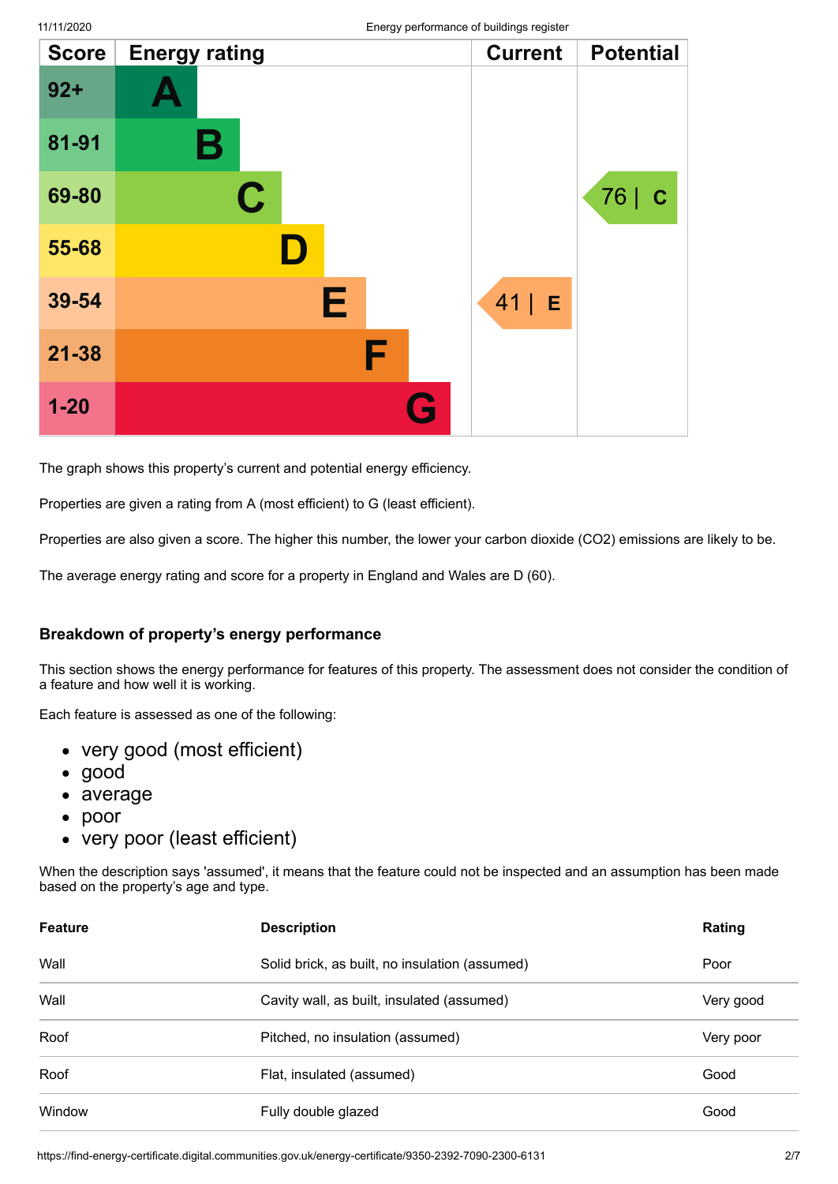| Score | Energy rating | Current | Potential |
|---|---|---|---|
| 92+ | A | | |
| 81-91 | B | | |
| 69-80 | C | | 76 \| C |
| 55-68 | D | | |
| 39-54 | E | 41 \| E | |
| 21-38 | F | | |
| 1-20 | G | | |

The graph shows this property's current and potential energy efficiency.

Properties are given a rating from A (most efficient) to G (least efficient).

Properties are also given a score. The higher this number, the lower your carbon dioxide ($CO_2$) emissions are likely to be.

The average energy rating and score for a property in England and Wales are D (60).

### Breakdown of property's energy performance

This section shows the energy performance for features of this property. The assessment does not consider the condition of a feature and how well it is working.

Each feature is assessed as one of the following:

- very good (most efficient)
- good
- average
- poor
- very poor (least efficient)

When the description says 'assumed', it means that the feature could not be inspected and an assumption has been made based on the property's age and type.

| Feature | Description | Rating |
|---|---|---|
| Wall | Solid brick, as built, no insulation (assumed) | Poor |
| Wall | Cavity wall, as built, insulated (assumed) | Very good |
| Roof | Pitched, no insulation (assumed) | Very poor |
| Roof | Flat, insulated (assumed) | Good |
| Window | Fully double glazed | Good |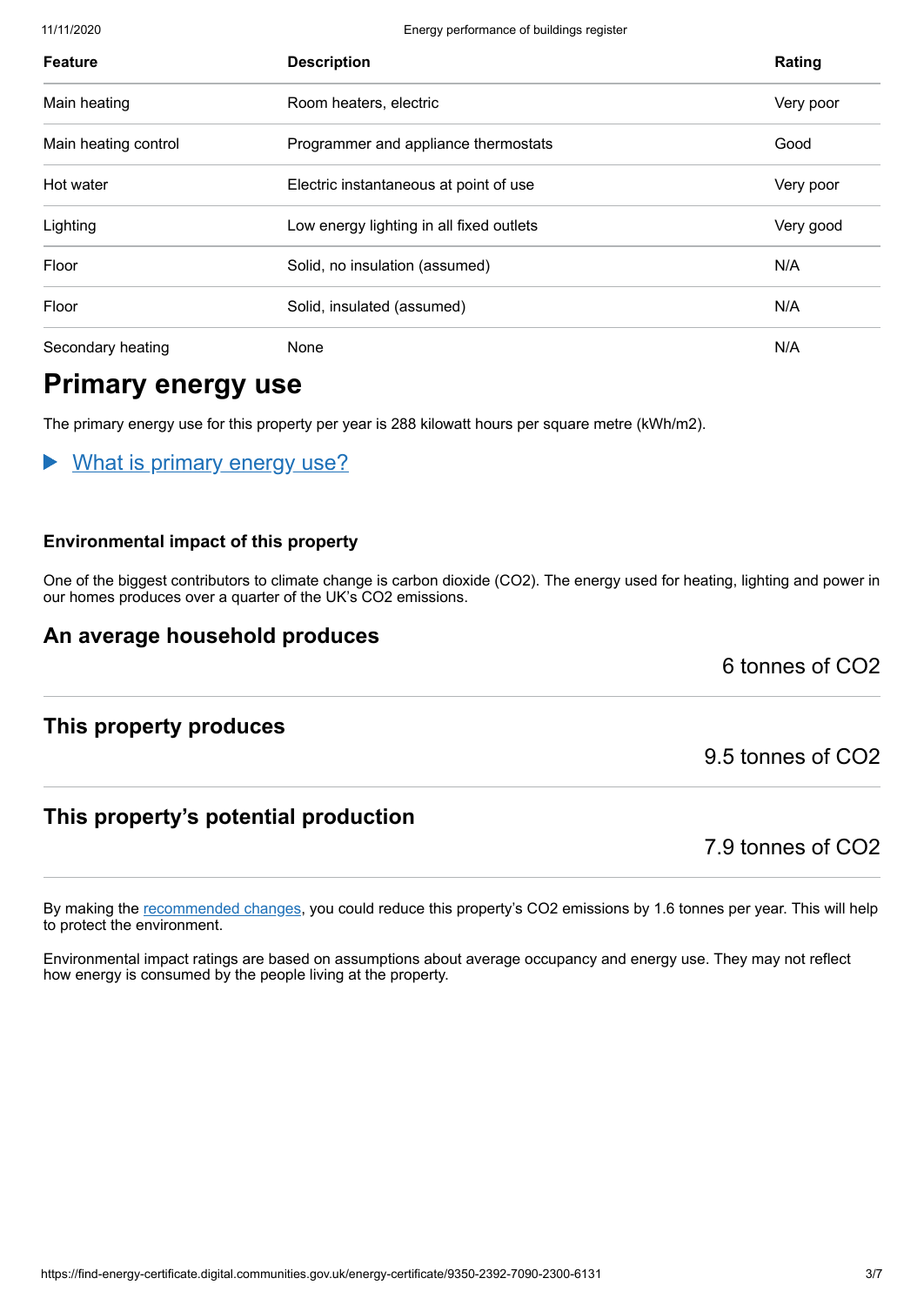| Feature | Description | Rating |
| --- | --- | --- |
| Main heating | Room heaters, electric | Very poor |
| Main heating control | Programmer and appliance thermostats | Good |
| Hot water | Electric instantaneous at point of use | Very poor |
| Lighting | Low energy lighting in all fixed outlets | Very good |
| Floor | Solid, no insulation (assumed) | N/A |
| Floor | Solid, insulated (assumed) | N/A |
| Secondary heating | None | N/A |

# Primary energy use

The primary energy use for this property per year is 288 kilowatt hours per square metre (kWh/m2).

▶ What is primary energy use?

#### Environmental impact of this property

One of the biggest contributors to climate change is carbon dioxide ($CO_2$). The energy used for heating, lighting and power in our homes produces over a quarter of the UK's $CO_2$ emissions.

### An average household produces

6 tonnes of $CO_2$

### This property produces

9.5 tonnes of $CO_2$

### This property's potential production

7.9 tonnes of $CO_2$

By making the recommended changes, you could reduce this property's $CO_2$ emissions by 1.6 tonnes per year. This will help to protect the environment.

Environmental impact ratings are based on assumptions about average occupancy and energy use. They may not reflect how energy is consumed by the people living at the property.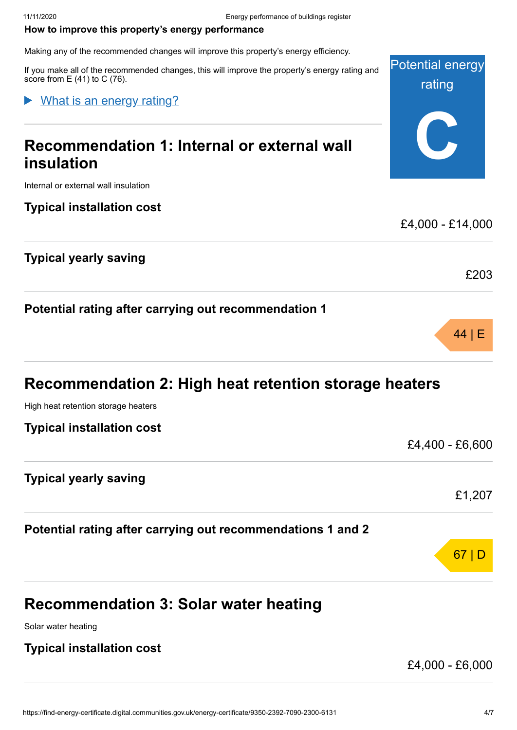**How to improve this property's energy performance**

Making any of the recommended changes will improve this property's energy efficiency.

If you make all of the recommended changes, this will improve the property's energy rating and score from E (41) to C (76).

Potential energy rating

**C**

▶ What is an energy rating?

## Recommendation 1: Internal or external wall insulation

Internal or external wall insulation

**Typical installation cost**

£4,000 - £14,000

**Typical yearly saving**

£203

**Potential rating after carrying out recommendation 1**

44 | E

## Recommendation 2: High heat retention storage heaters

High heat retention storage heaters

**Typical installation cost**

£4,400 - £6,600

**Typical yearly saving**

£1,207

**Potential rating after carrying out recommendations 1 and 2**

67 | D

## Recommendation 3: Solar water heating

Solar water heating

**Typical installation cost**

£4,000 - £6,000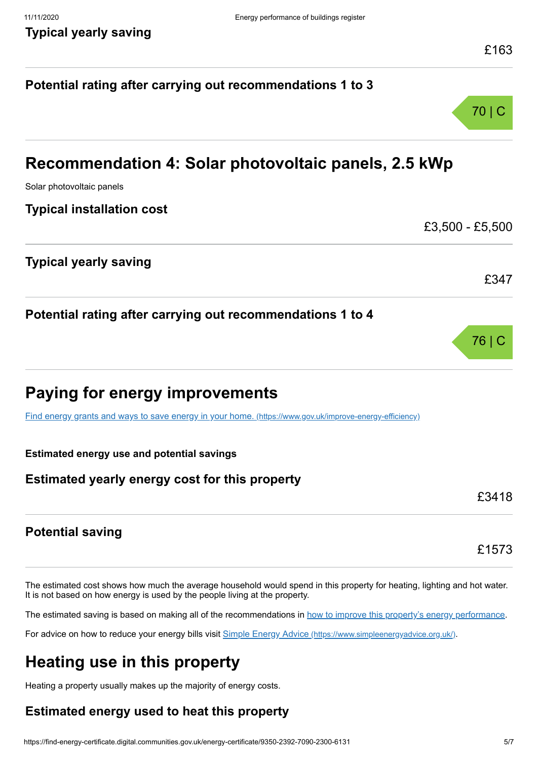**Typical yearly saving**

£163

**Potential rating after carrying out recommendations 1 to 3**

70 | C

## Recommendation 4: Solar photovoltaic panels, 2.5 kWp

Solar photovoltaic panels

**Typical installation cost**

£3,500 - £5,500

**Typical yearly saving**

£347

**Potential rating after carrying out recommendations 1 to 4**

76 | C

## Paying for energy improvements

[Find energy grants and ways to save energy in your home. (https://www.gov.uk/improve-energy-efficiency)](https://www.gov.uk/improve-energy-efficiency)

**Estimated energy use and potential savings**

**Estimated yearly energy cost for this property**

£3418

**Potential saving**

£1573

The estimated cost shows how much the average household would spend in this property for heating, lighting and hot water. It is not based on how energy is used by the people living at the property.

The estimated saving is based on making all of the recommendations in how to improve this property's energy performance.

For advice on how to reduce your energy bills visit [Simple Energy Advice (https://www.simpleenergyadvice.org.uk/)](https://www.simpleenergyadvice.org.uk/).

## Heating use in this property

Heating a property usually makes up the majority of energy costs.

**Estimated energy used to heat this property**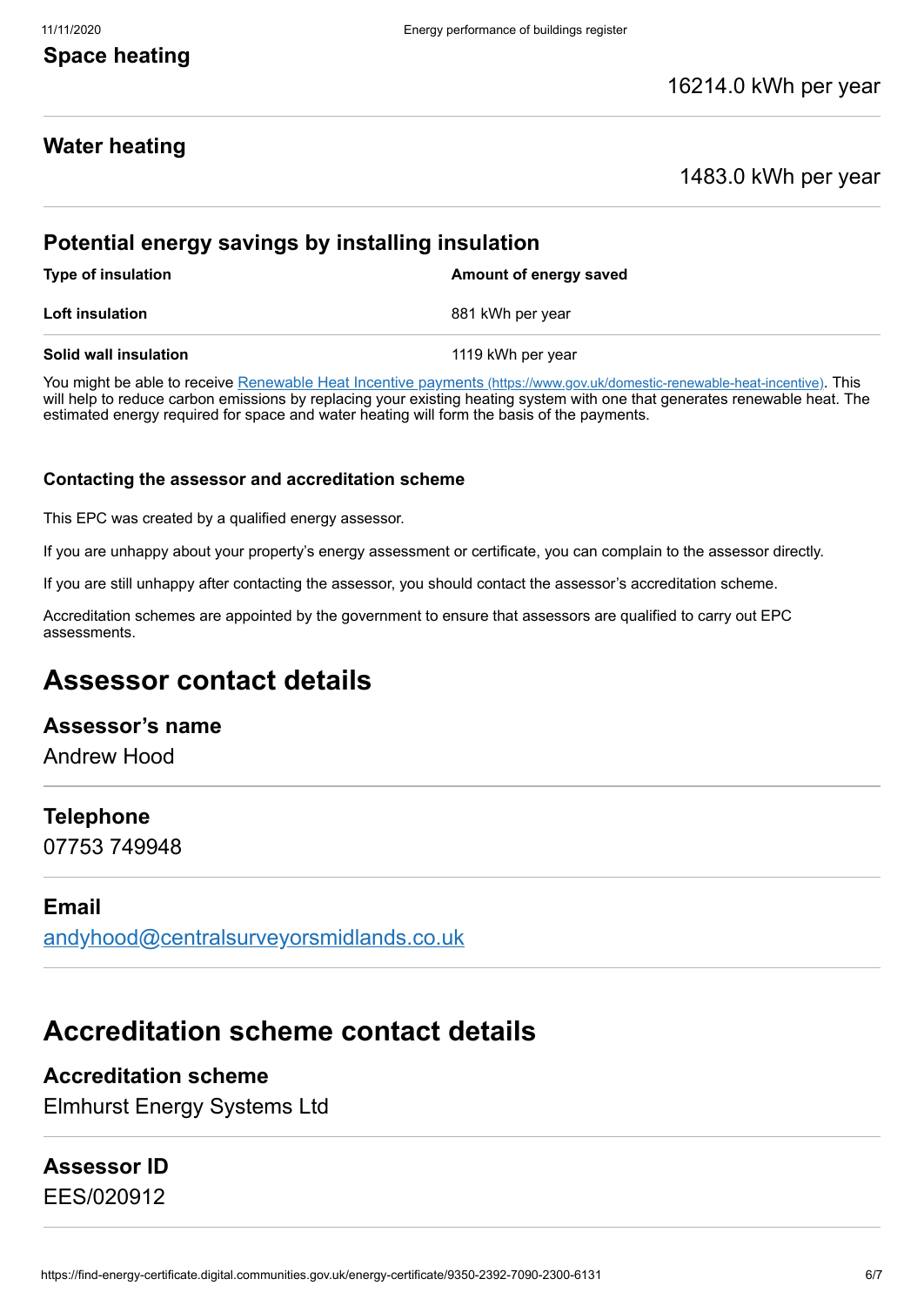## Space heating

16214.0 kWh per year

## Water heating

1483.0 kWh per year

## Potential energy savings by installing insulation

| Type of insulation | Amount of energy saved |
| --- | --- |
| **Loft insulation** | 881 kWh per year |
| **Solid wall insulation** | 1119 kWh per year |

You might be able to receive [Renewable Heat Incentive payments (https://www.gov.uk/domestic-renewable-heat-incentive)](https://www.gov.uk/domestic-renewable-heat-incentive). This will help to reduce carbon emissions by replacing your existing heating system with one that generates renewable heat. The estimated energy required for space and water heating will form the basis of the payments.

### Contacting the assessor and accreditation scheme

This EPC was created by a qualified energy assessor.

If you are unhappy about your property's energy assessment or certificate, you can complain to the assessor directly.

If you are still unhappy after contacting the assessor, you should contact the assessor's accreditation scheme.

Accreditation schemes are appointed by the government to ensure that assessors are qualified to carry out EPC assessments.

# Assessor contact details

## Assessor's name

Andrew Hood

## Telephone

07753 749948

## Email

[andyhood@centralsurveyorsmidlands.co.uk](mailto:andyhood@centralsurveyorsmidlands.co.uk)

# Accreditation scheme contact details

## Accreditation scheme

Elmhurst Energy Systems Ltd

## Assessor ID

EES/020912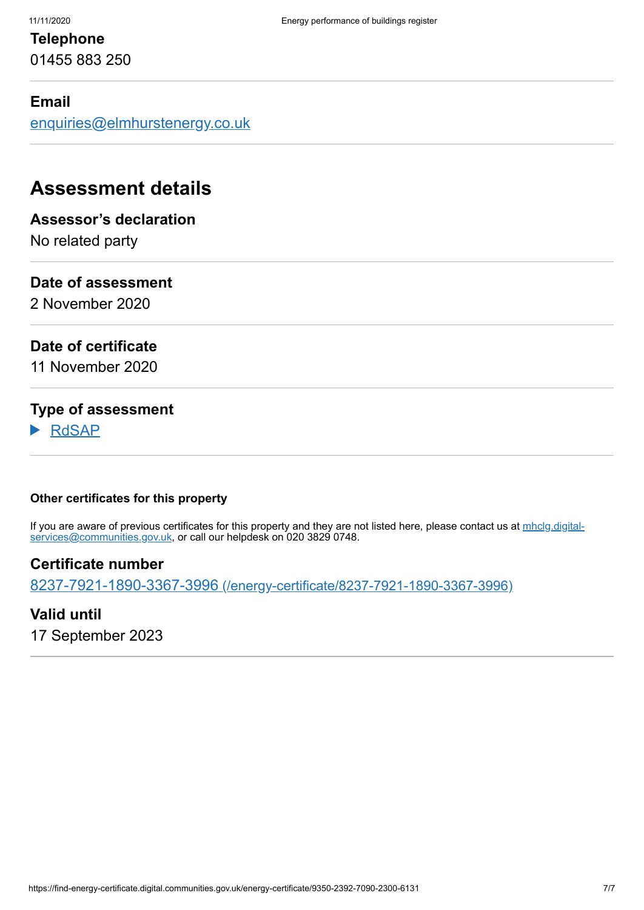**Telephone**

01455 883 250

**Email**

[enquiries@elmhurstenergy.co.uk](mailto:enquiries@elmhurstenergy.co.uk)

## Assessment details

**Assessor's declaration**

No related party

**Date of assessment**

2 November 2020

**Date of certificate**

11 November 2020

**Type of assessment**

▶ RdSAP

**Other certificates for this property**

If you are aware of previous certificates for this property and they are not listed here, please contact us at [mhclg.digital-services@communities.gov.uk](mailto:mhclg.digital-services@communities.gov.uk), or call our helpdesk on 020 3829 0748.

**Certificate number**

[8237-7921-1890-3367-3996 (/energy-certificate/8237-7921-1890-3367-3996)](/energy-certificate/8237-7921-1890-3367-3996)

**Valid until**

17 September 2023